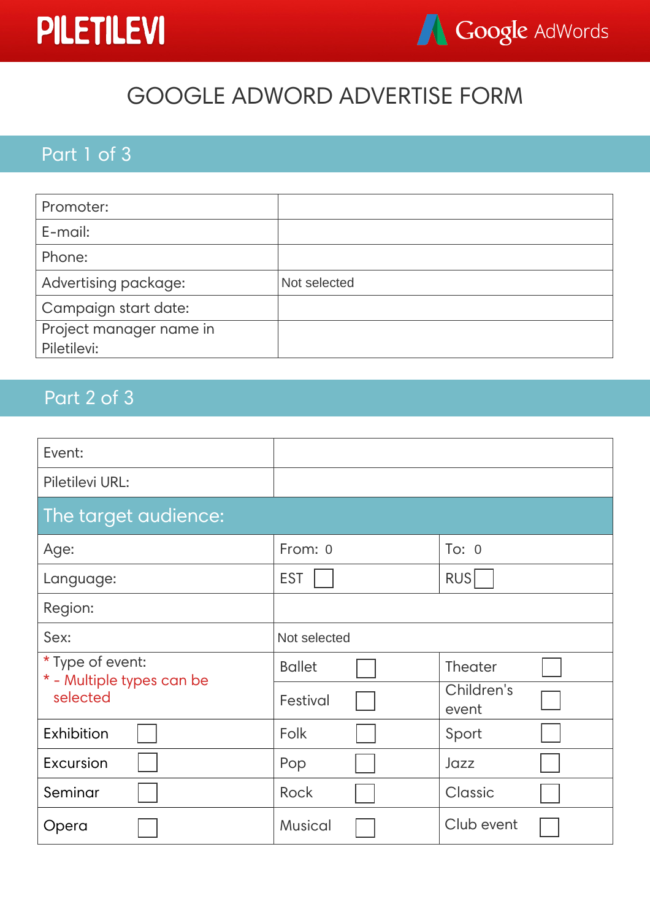PILETILEVI

Google AdWords

# GOOGLE ADWORD ADVERTISE FORM

## Part 1 of 3

| | |
|---|---|
| Promoter: | |
| E-mail: | |
| Phone: | |
| Advertising package: | Not selected |
| Campaign start date: | |
| Project manager name in Piletilevi: | |

## Part 2 of 3

| | | |
|---|---|---|
| Event: | | |
| Piletilevi URL: | | |

### The target audience:

| | | |
|---|---|---|
| Age: | From: 0 | To: 0 |
| Language: | EST ☐ | RUS ☐ |
| Region: | | |
| Sex: | Not selected | |
| * Type of event:<br>* - Multiple types can be selected | Ballet ☐ | Theater ☐ |
| | Festival ☐ | Children's event ☐ |
| Exhibition ☐ | Folk ☐ | Sport ☐ |
| Excursion ☐ | Pop ☐ | Jazz ☐ |
| Seminar ☐ | Rock ☐ | Classic ☐ |
| Opera ☐ | Musical ☐ | Club event ☐ |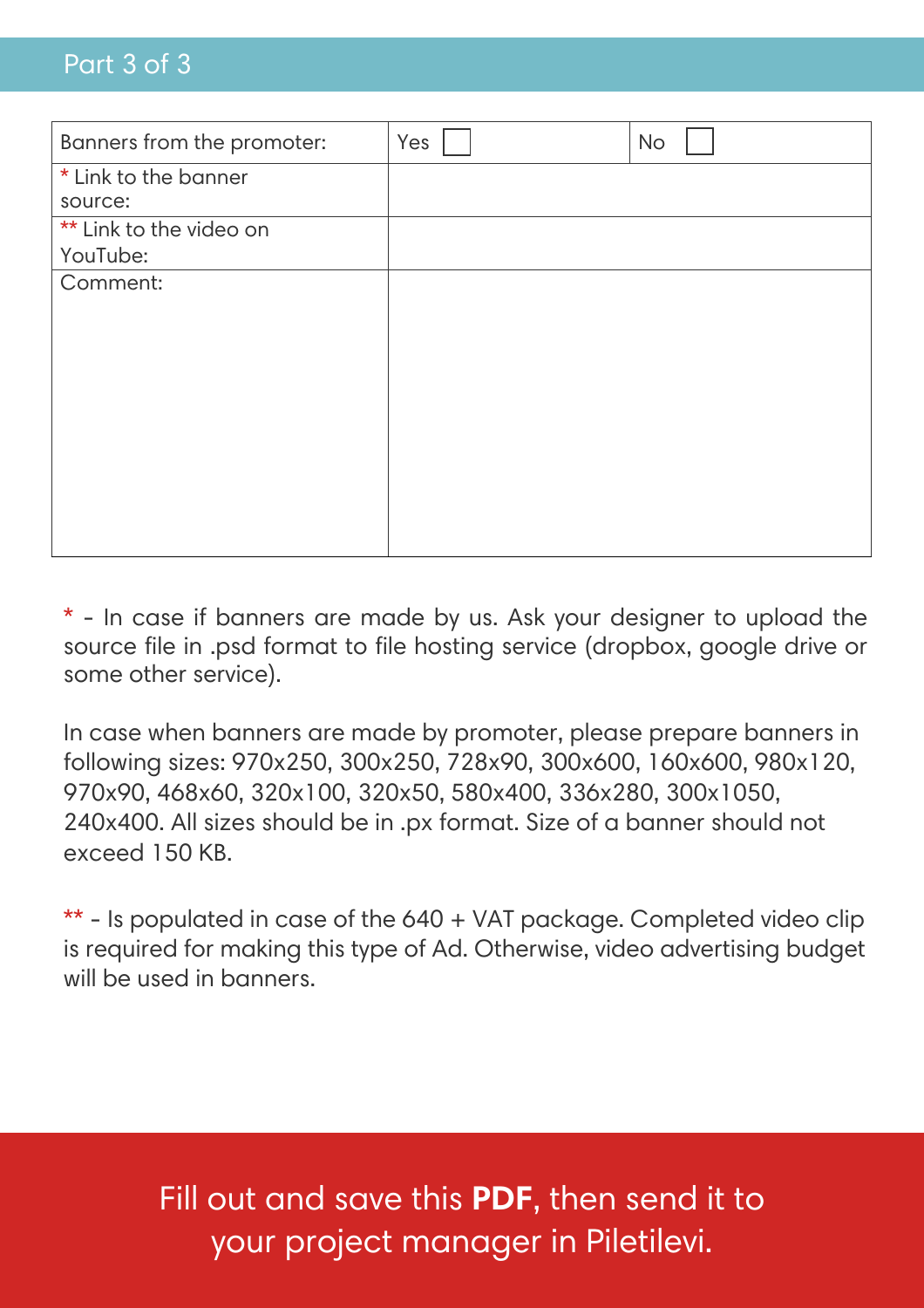## Part 3 of 3

| | | |
|---|---|---|
| Banners from the promoter: | Yes ☐ | No ☐ |
| * Link to the banner source: | | |
| ** Link to the video on YouTube: | | |
| Comment: | | |

* - In case if banners are made by us. Ask your designer to upload the source file in .psd format to file hosting service (dropbox, google drive or some other service).

In case when banners are made by promoter, please prepare banners in following sizes: 970x250, 300x250, 728x90, 300x600, 160x600, 980x120, 970x90, 468x60, 320x100, 320x50, 580x400, 336x280, 300x1050, 240x400. All sizes should be in .px format. Size of a banner should not exceed 150 KB.

** - Is populated in case of the 640 + VAT package. Completed video clip is required for making this type of Ad. Otherwise, video advertising budget will be used in banners.

Fill out and save this **PDF**, then send it to your project manager in Piletilevi.